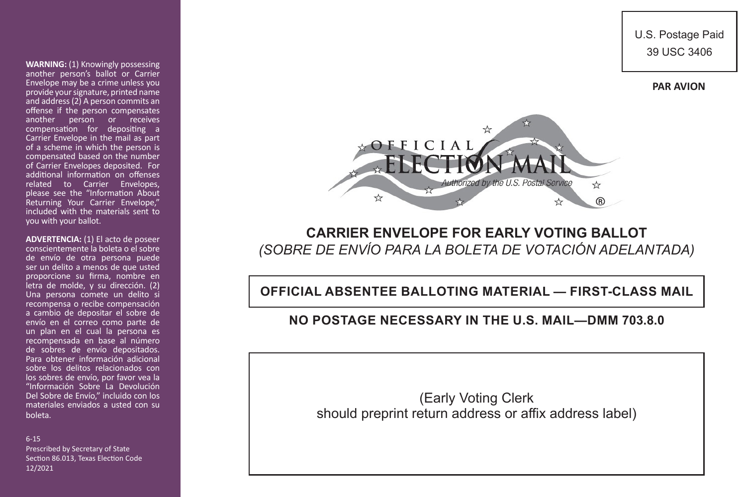**WARNING:** (1) Knowingly possessing another person's ballot or Carrier Envelope may be a crime unless you provide your signature, printed name and address (2) A person commits an offense if the person compensates another person or receives compensation for depositing a Carrier Envelope in the mail as part of a scheme in which the person is compensated based on the number of Carrier Envelopes deposited. For additional information on offenses related to Carrier Envelopes, please see the "Information About Returning Your Carrier Envelope," included with the materials sent to you with your ballot.

**ADVERTENCIA:** (1) El acto de poseer conscientemente la boleta o el sobre de envío de otra persona puede ser un delito a menos de que usted proporcione su firma, nombre en letra de molde, y su dirección. (2) Una persona comete un delito si recompensa o recibe compensación a cambio de depositar el sobre de envío en el correo como parte de un plan en el cual la persona es recompensada en base al número de sobres de envío depositados. Para obtener información adicional sobre los delitos relacionados con los sobres de envío, por favor vea la "Información Sobre La Devolución Del Sobre de Envío," incluido con los materiales enviados a usted con su boleta.

6-15
Prescribed by Secretary of State
Section 86.013, Texas Election Code
12/2021

U.S. Postage Paid
39 USC 3406

**PAR AVION**

OFFICIAL ELECTION MAIL
Authorized by the U.S. Postal Service ®

## CARRIER ENVELOPE FOR EARLY VOTING BALLOT

*(SOBRE DE ENVÍO PARA LA BOLETA DE VOTACIÓN ADELANTADA)*

**OFFICIAL ABSENTEE BALLOTING MATERIAL — FIRST-CLASS MAIL**

**NO POSTAGE NECESSARY IN THE U.S. MAIL—DMM 703.8.0**

(Early Voting Clerk
should preprint return address or affix address label)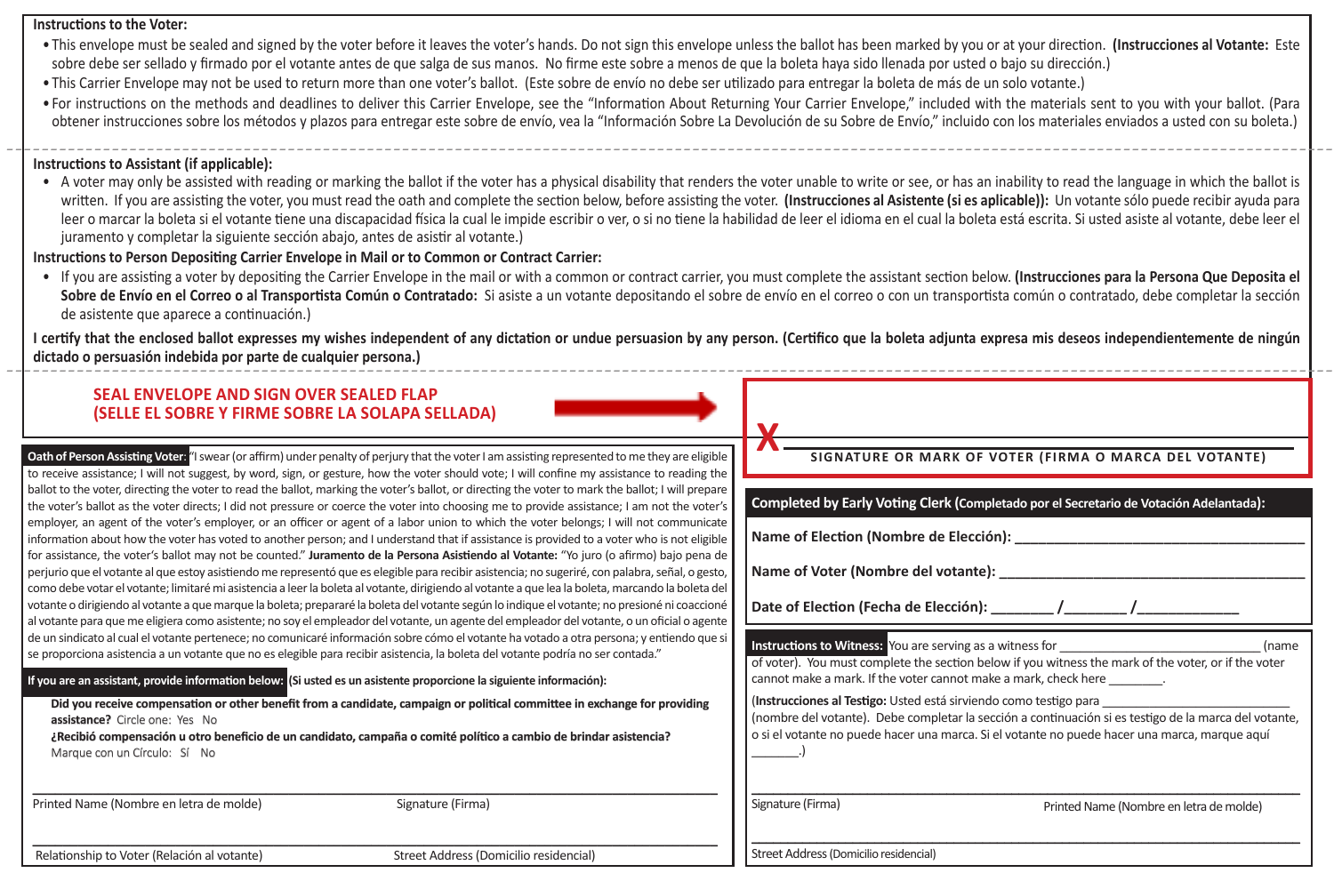**Instructions to the Voter:**

- This envelope must be sealed and signed by the voter before it leaves the voter's hands. Do not sign this envelope unless the ballot has been marked by you or at your direction. **(Instrucciones al Votante:** Este sobre debe ser sellado y firmado por el votante antes de que salga de sus manos. No firme este sobre a menos de que la boleta haya sido llenada por usted o bajo su dirección.)
- This Carrier Envelope may not be used to return more than one voter's ballot. (Este sobre de envío no debe ser utilizado para entregar la boleta de más de un solo votante.)
- For instructions on the methods and deadlines to deliver this Carrier Envelope, see the "Information About Returning Your Carrier Envelope," included with the materials sent to you with your ballot. (Para obtener instrucciones sobre los métodos y plazos para entregar este sobre de envío, vea la "Información Sobre La Devolución de su Sobre de Envío," incluido con los materiales enviados a usted con su boleta.)

---

**Instructions to Assistant (if applicable):**

- A voter may only be assisted with reading or marking the ballot if the voter has a physical disability that renders the voter unable to write or see, or has an inability to read the language in which the ballot is written. If you are assisting the voter, you must read the oath and complete the section below, before assisting the voter. **(Instrucciones al Asistente (si es aplicable)):** Un votante sólo puede recibir ayuda para leer o marcar la boleta si el votante tiene una discapacidad física la cual le impide escribir o ver, o si no tiene la habilidad de leer el idioma en el cual la boleta está escrita. Si usted asiste al votante, debe leer el juramento y completar la siguiente sección abajo, antes de asistir al votante.)

**Instructions to Person Depositing Carrier Envelope in Mail or to Common or Contract Carrier:**

- If you are assisting a voter by depositing the Carrier Envelope in the mail or with a common or contract carrier, you must complete the assistant section below. **(Instrucciones para la Persona Que Deposita el Sobre de Envío en el Correo o al Transportista Común o Contratado:** Si asiste a un votante depositando el sobre de envío en el correo o con un transportista común o contratado, debe completar la sección de asistente que aparece a continuación.)

**I certify that the enclosed ballot expresses my wishes independent of any dictation or undue persuasion by any person. (Certifico que la boleta adjunta expresa mis deseos independientemente de ningún dictado o persuasión indebida por parte de cualquier persona.)**

---

**SEAL ENVELOPE AND SIGN OVER SEALED FLAP**
**(SELLE EL SOBRE Y FIRME SOBRE LA SOLAPA SELLADA)**

X ____________________________________________

SIGNATURE OR MARK OF VOTER (FIRMA O MARCA DEL VOTANTE)

**Oath of Person Assisting Voter:** "I swear (or affirm) under penalty of perjury that the voter I am assisting represented to me they are eligible to receive assistance; I will not suggest, by word, sign, or gesture, how the voter should vote; I will confine my assistance to reading the ballot to the voter, directing the voter to read the ballot, marking the voter's ballot, or directing the voter to mark the ballot; I will prepare the voter's ballot as the voter directs; I did not pressure or coerce the voter into choosing me to provide assistance; I am not the voter's employer, an agent of the voter's employer, or an officer or agent of a labor union to which the voter belongs; I will not communicate information about how the voter has voted to another person; and I understand that if assistance is provided to a voter who is not eligible for assistance, the voter's ballot may not be counted." **Juramento de la Persona Asistiendo al Votante:** "Yo juro (o afirmo) bajo pena de perjurio que el votante al que estoy asistiendo me representó que es elegible para recibir asistencia; no sugeriré, con palabra, señal, o gesto, como debe votar el votante; limitaré mi asistencia a leer la boleta al votante, dirigiendo al votante a que lea la boleta, marcando la boleta del votante o dirigiendo al votante a que marque la boleta; prepararé la boleta del votante según lo indique el votante; no presioné ni coaccioné al votante para que me eligiera como asistente; no soy el empleador del votante, un agente del empleador del votante, o un oficial o agente de un sindicato al cual el votante pertenece; no comunicaré información sobre cómo el votante ha votado a otra persona; y entiendo que si se proporciona asistencia a un votante que no es elegible para recibir asistencia, la boleta del votante podría no ser contada."

**If you are an assistant, provide information below: (Si usted es un asistente proporcione la siguiente información):**

**Did you receive compensation or other benefit from a candidate, campaign or political committee in exchange for providing assistance?** Circle one: Yes No

**¿Recibió compensación u otro beneficio de un candidato, campaña o comité político a cambio de brindar asistencia?** Marque con un Círculo: Sí No

______________________________ ______________________________
Printed Name (Nombre en letra de molde) Signature (Firma)

______________________________ ______________________________
Relationship to Voter (Relación al votante) Street Address (Domicilio residencial)

**Completed by Early Voting Clerk (Completado por el Secretario de Votación Adelantada):**

**Name of Election (Nombre de Elección):** ______________________________

**Name of Voter (Nombre del votante):** ______________________________

**Date of Election (Fecha de Elección):** _______ /_______ /___________

**Instructions to Witness:** You are serving as a witness for ____________________ (name of voter). You must complete the section below if you witness the mark of the voter, or if the voter cannot make a mark. If the voter cannot make a mark, check here ________.

(**Instrucciones al Testigo:** Usted está sirviendo como testigo para ____________________ (nombre del votante). Debe completar la sección a continuación si es testigo de la marca del votante, o si el votante no puede hacer una marca. Si el votante no puede hacer una marca, marque aquí _______.)

______________________________ ______________________________
Signature (Firma) Printed Name (Nombre en letra de molde)

______________________________
Street Address (Domicilio residencial)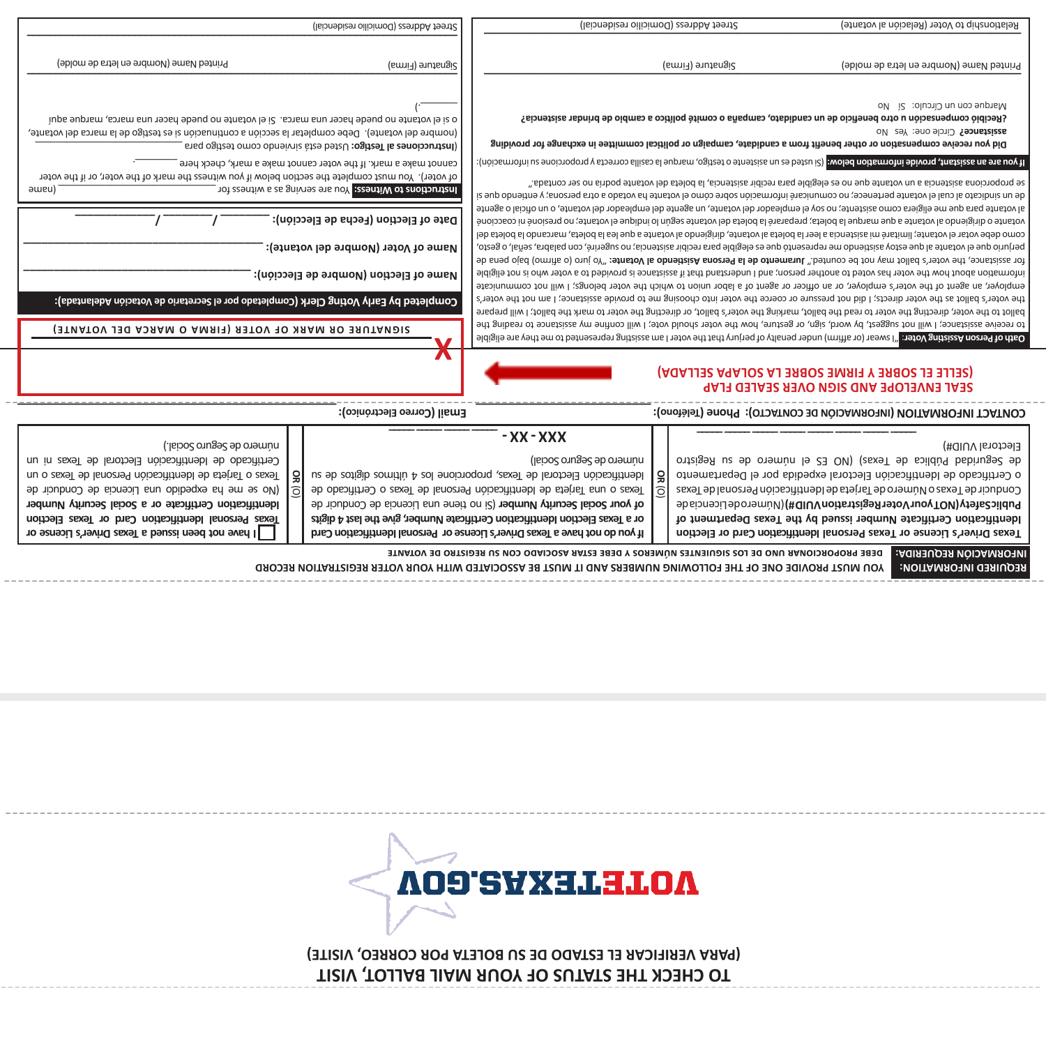## TO CHECK THE STATUS OF YOUR MAIL BALLOT, VISIT

## (PARA VERIFICAR EL ESTADO DE SU BOLETA POR CORREO, VISITE)

VOTETEXAS.GOV

**REQUIRED INFORMATION:** YOU MUST PROVIDE ONE OF THE FOLLOWING NUMBERS AND IT MUST BE ASSOCIATED WITH YOUR VOTER REGISTRATION RECORD

**INFORMACIÓN REQUERIDA:** DEBE PROPORCIONAR UNO DE LOS SIGUIENTES NÚMEROS Y DEBE ESTAR ASOCIADO CON SU REGISTRO DE VOTANTE

| | | | | |
|---|---|---|---|---|
| **Texas Driver's License or Texas Personal Identification Card or Election Identification Certificate Number issued by the Texas Department of Public Safety (NOT your Voter Registration VUID#)** (Número de Licencia de Conducir de Texas o Número de Tarjeta de Identificación Personal de Texas o Certificado de Identificación Electoral expedida por el Departamento de Seguridad Pública de Texas) (NO ES el número de su Registro Electoral VUID#)<br>____ ____ ____ ____ ____ ____ ____ ____ | OR (O) | **If you do not have a Texas Driver's License or Personal Identification Card or a Texas Election Identification Certificate Number, give the last 4 digits of your Social Security Number** (Si no tiene una Licencia de Conducir de Texas o una Tarjeta de Identificación Personal de Texas o Certificado de Identificación Electoral de Texas, proporcione los 4 últimos dígitos de su número de Seguro Social)<br>XXX - XX - ____ ____ ____ ____ | OR (O) | ☐ **I have not been issued a Texas Driver's License or Texas Personal Identification Card or Texas Election Identification Certificate or a Social Security Number** (No se me ha expedido una Licencia de Conducir de Texas o una Tarjeta de Identificación Personal de Texas o un Certificado de Identificación Electoral de Texas ni un número de Seguro Social.) |

**CONTACT INFORMATION** (INFORMACIÓN DE CONTACTO): **Phone** (Teléfono): ____________________ **Email** (Correo Electrónico): ____________________

**SEAL ENVELOPE AND SIGN OVER SEALED FLAP**
**(SELLE EL SOBRE Y FIRME SOBRE LA SOLAPA SELLADA)**

X

SIGNATURE OR MARK OF VOTER (FIRMA O MARCA DEL VOTANTE)

**Oath of Person Assisting Voter:** "I swear (or affirm) under penalty of perjury that the voter I am assisting represented to me they are eligible to receive assistance; I will not suggest, by word, sign, or gesture, how the voter should vote; I will confine my assistance to reading the ballot to the voter, directing the voter to read the ballot, marking the voter's ballot, or directing the voter to mark the ballot; I will prepare the voter's ballot as the voter directs; I did not pressure or coerce the voter into choosing me to provide assistance; I am not the voter's employer, an agent of the voter's employer, or an officer or agent of a labor union to which the voter belongs; I will not communicate information about how the voter has voted to another person; and I understand that if assistance is provided to a voter who is not eligible for assistance, the voter's ballot may not be counted." **Juramento de la Persona Asistiendo al Votante:** "Yo juro (o afirmo) bajo pena de perjurio que el votante al que estoy asistiendo me representó que es elegible para recibir asistencia; no sugeriré, con palabra, señal, o gesto, como debe votar el votante; limitaré mi asistencia a leer la boleta al votante, dirigiendo al votante a que lea la boleta, marcando la boleta del votante o dirigiendo al votante a que marque la boleta; prepararé la boleta del votante según lo indique el votante; no presioné ni coaccioné al votante para que me eligiera como asistente; no soy el empleador del votante, un agente del empleador del votante, o un oficial o agente de un sindicato al cual el votante pertenece; no comunicaré información sobre cómo el votante ha votado a otra persona; y entiendo que si se proporciona asistencia a un votante que no es elegible para recibir asistencia, la boleta del votante podría no ser contada."

**If you are an assistant, provide information below:** (Si usted es un asistente o testigo, marque la casilla correcta y proporcione su información):

**Did you receive compensation or other benefit from a candidate, campaign or political committee in exchange for providing assistance?** Circle one: Yes No
**¿Recibió compensación u otro beneficio de un candidato, campaña o comité político a cambio de brindar asistencia?** Marque con un Círculo: Sí No

Printed Name (Nombre en letra de molde) ____________________ Signature (Firma) ____________________

Relationship to Voter (Relación al votante) ____________________ Street Address (Domicilio residencial) ____________________

**Completed by Early Voting Clerk (Completado por el Secretario de Votación Adelantada):**

**Name of Election (Nombre de Elección):** ____________________

**Name of Voter (Nombre del votante):** ____________________

**Date of Election (Fecha de Elección):** ______ / ______ / ______

**Instructions to Witness:** You are serving as a witness for ____________________ (name of voter). You must complete the section below if you witness the mark of the voter, or if the voter cannot make a mark. If the voter cannot make a mark, check here ______.

(**Instrucciones al Testigo:** Usted está sirviendo como testigo para ____________________ (nombre del votante). Debe completar la sección a continuación si es testigo de la marca del votante, o si el votante no puede hacer una marca. Si el votante no puede hacer una marca, marque aquí ______.)

Signature (Firma) ____________________ Printed Name (Nombre en letra de molde) ____________________

Street Address (Domicilio residencial) ____________________